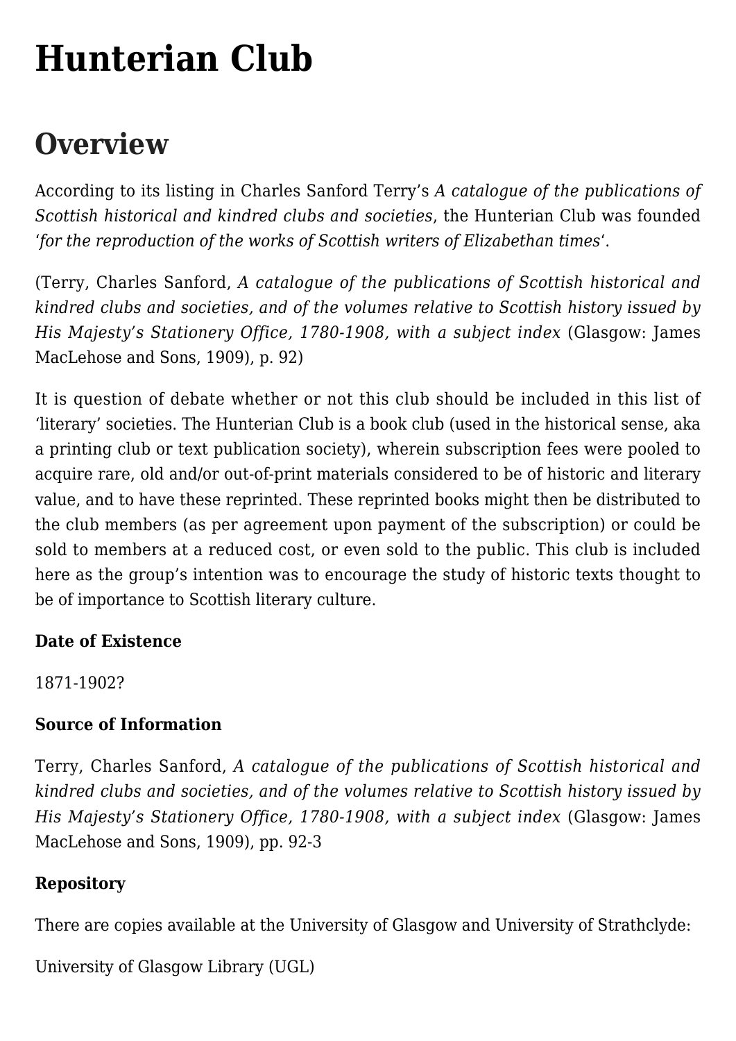# Hunterian Club

## Overview

According to its listing in Charles Sanford Terry's *A catalogue of the publications of Scottish historical and kindred clubs and societies*, the Hunterian Club was founded '*for the reproduction of the works of Scottish writers of Elizabethan times*'.

(Terry, Charles Sanford, *A catalogue of the publications of Scottish historical and kindred clubs and societies, and of the volumes relative to Scottish history issued by His Majesty's Stationery Office, 1780-1908, with a subject index* (Glasgow: James MacLehose and Sons, 1909), p. 92)

It is question of debate whether or not this club should be included in this list of 'literary' societies. The Hunterian Club is a book club (used in the historical sense, aka a printing club or text publication society), wherein subscription fees were pooled to acquire rare, old and/or out-of-print materials considered to be of historic and literary value, and to have these reprinted. These reprinted books might then be distributed to the club members (as per agreement upon payment of the subscription) or could be sold to members at a reduced cost, or even sold to the public. This club is included here as the group's intention was to encourage the study of historic texts thought to be of importance to Scottish literary culture.

**Date of Existence**

1871-1902?

**Source of Information**

Terry, Charles Sanford, *A catalogue of the publications of Scottish historical and kindred clubs and societies, and of the volumes relative to Scottish history issued by His Majesty's Stationery Office, 1780-1908, with a subject index* (Glasgow: James MacLehose and Sons, 1909), pp. 92-3

**Repository**

There are copies available at the University of Glasgow and University of Strathclyde:

University of Glasgow Library (UGL)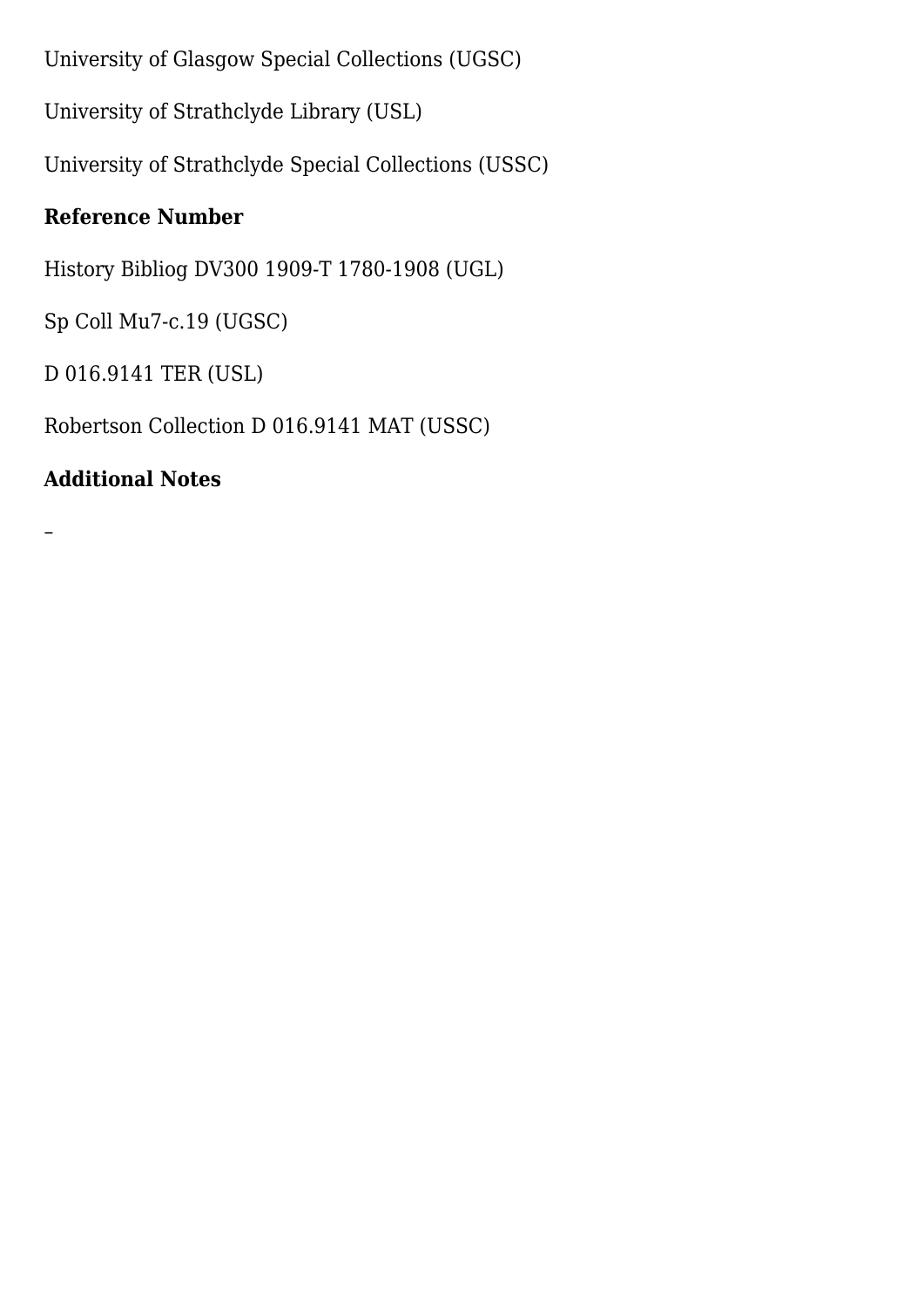University of Glasgow Special Collections (UGSC)

University of Strathclyde Library (USL)

University of Strathclyde Special Collections (USSC)

**Reference Number**

History Bibliog DV300 1909-T 1780-1908 (UGL)

Sp Coll Mu7-c.19 (UGSC)

D 016.9141 TER (USL)

Robertson Collection D 016.9141 MAT (USSC)

**Additional Notes**

–